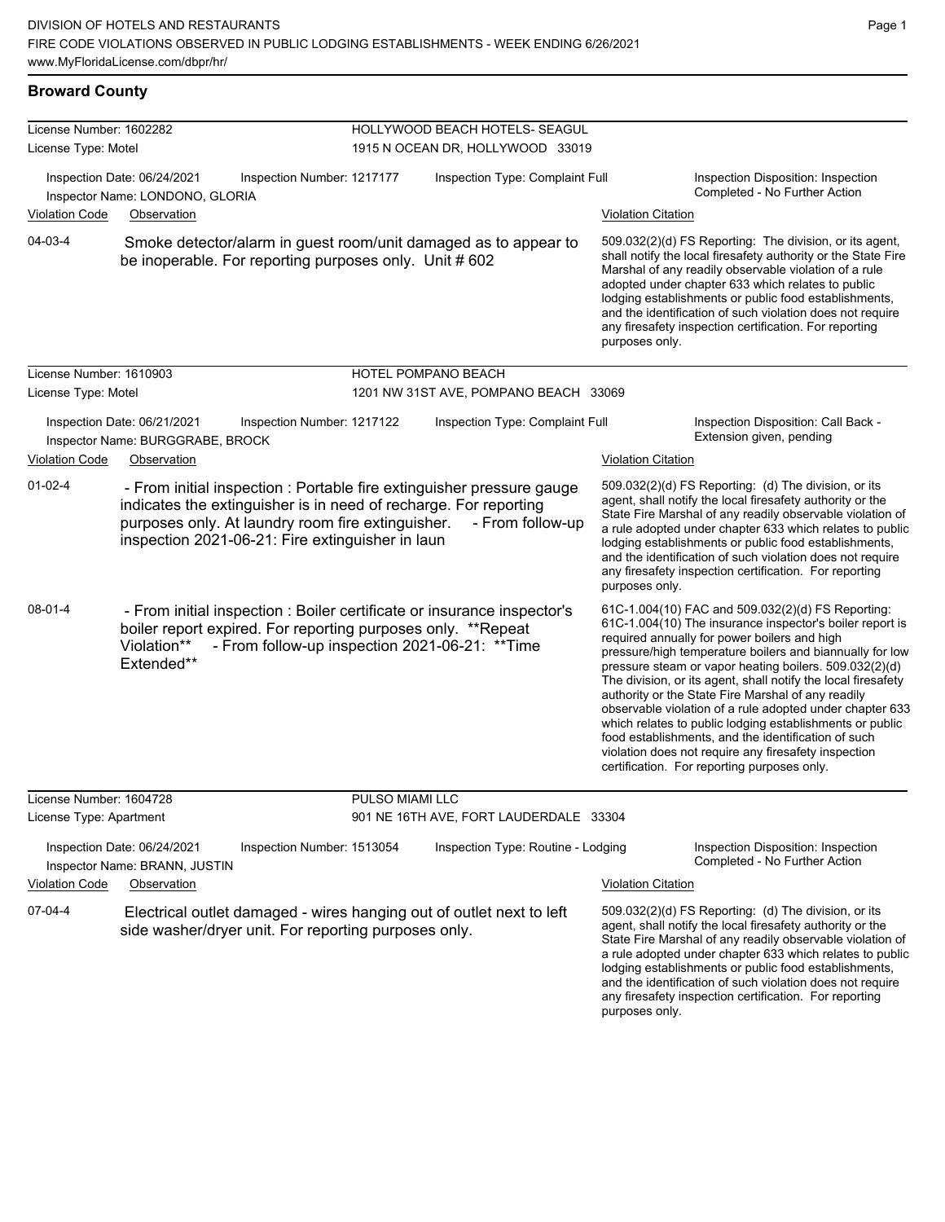DIVISION OF HOTELS AND RESTAURANTS
FIRE CODE VIOLATIONS OBSERVED IN PUBLIC LODGING ESTABLISHMENTS - WEEK ENDING 6/26/2021
www.MyFloridaLicense.com/dbpr/hr/

## Broward County

**License Number:** 1602282 — **HOLLYWOOD BEACH HOTELS- SEAGUL**
**License Type:** Motel — 1915 N OCEAN DR, HOLLYWOOD 33019

Inspection Date: 06/24/2021 | Inspection Number: 1217177 | Inspection Type: Complaint Full | Inspection Disposition: Inspection Completed - No Further Action
Inspector Name: LONDONO, GLORIA

| Violation Code | Observation | Violation Citation |
| --- | --- | --- |
| 04-03-4 | Smoke detector/alarm in guest room/unit damaged as to appear to be inoperable. For reporting purposes only. Unit # 602 | 509.032(2)(d) FS Reporting: The division, or its agent, shall notify the local firesafety authority or the State Fire Marshal of any readily observable violation of a rule adopted under chapter 633 which relates to public lodging establishments or public food establishments, and the identification of such violation does not require any firesafety inspection certification. For reporting purposes only. |

**License Number:** 1610903 — **HOTEL POMPANO BEACH**
**License Type:** Motel — 1201 NW 31ST AVE, POMPANO BEACH 33069

Inspection Date: 06/21/2021 | Inspection Number: 1217122 | Inspection Type: Complaint Full | Inspection Disposition: Call Back - Extension given, pending
Inspector Name: BURGGRABE, BROCK

| Violation Code | Observation | Violation Citation |
| --- | --- | --- |
| 01-02-4 | - From initial inspection : Portable fire extinguisher pressure gauge indicates the extinguisher is in need of recharge. For reporting purposes only. At laundry room fire extinguisher. - From follow-up inspection 2021-06-21: Fire extinguisher in laun | 509.032(2)(d) FS Reporting: (d) The division, or its agent, shall notify the local firesafety authority or the State Fire Marshal of any readily observable violation of a rule adopted under chapter 633 which relates to public lodging establishments or public food establishments, and the identification of such violation does not require any firesafety inspection certification. For reporting purposes only. |
| 08-01-4 | - From initial inspection : Boiler certificate or insurance inspector's boiler report expired. For reporting purposes only. **Repeat Violation** - From follow-up inspection 2021-06-21: **Time Extended** | 61C-1.004(10) FAC and 509.032(2)(d) FS Reporting: 61C-1.004(10) The insurance inspector's boiler report is required annually for power boilers and high pressure/high temperature boilers and biannually for low pressure steam or vapor heating boilers. 509.032(2)(d) The division, or its agent, shall notify the local firesafety authority or the State Fire Marshal of any readily observable violation of a rule adopted under chapter 633 which relates to public lodging establishments or public food establishments, and the identification of such violation does not require any firesafety inspection certification. For reporting purposes only. |

**License Number:** 1604728 — **PULSO MIAMI LLC**
**License Type:** Apartment — 901 NE 16TH AVE, FORT LAUDERDALE 33304

Inspection Date: 06/24/2021 | Inspection Number: 1513054 | Inspection Type: Routine - Lodging | Inspection Disposition: Inspection Completed - No Further Action
Inspector Name: BRANN, JUSTIN

| Violation Code | Observation | Violation Citation |
| --- | --- | --- |
| 07-04-4 | Electrical outlet damaged - wires hanging out of outlet next to left side washer/dryer unit. For reporting purposes only. | 509.032(2)(d) FS Reporting: (d) The division, or its agent, shall notify the local firesafety authority or the State Fire Marshal of any readily observable violation of a rule adopted under chapter 633 which relates to public lodging establishments or public food establishments, and the identification of such violation does not require any firesafety inspection certification. For reporting purposes only. |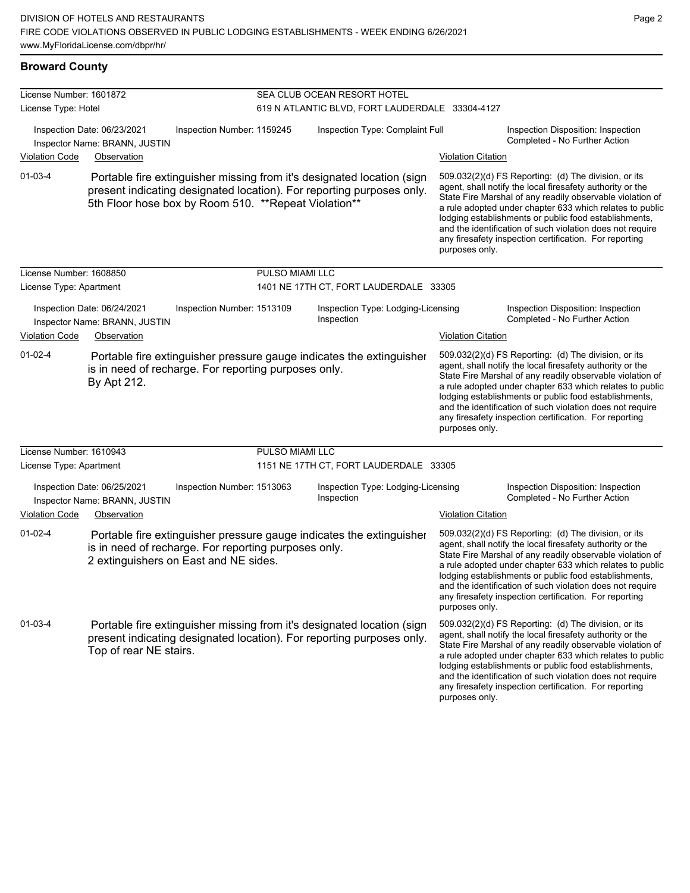## Broward County

**License Number:** 1601872 — **SEA CLUB OCEAN RESORT HOTEL**
**License Type:** Hotel — 619 N ATLANTIC BLVD, FORT LAUDERDALE 33304-4127

Inspection Date: 06/23/2021 | Inspection Number: 1159245 | Inspection Type: Complaint Full | Inspection Disposition: Inspection Completed - No Further Action
Inspector Name: BRANN, JUSTIN

| Violation Code | Observation | Violation Citation |
|---|---|---|
| 01-03-4 | Portable fire extinguisher missing from it's designated location (sign present indicating designated location). For reporting purposes only. 5th Floor hose box by Room 510. **Repeat Violation** | 509.032(2)(d) FS Reporting: (d) The division, or its agent, shall notify the local firesafety authority or the State Fire Marshal of any readily observable violation of a rule adopted under chapter 633 which relates to public lodging establishments or public food establishments, and the identification of such violation does not require any firesafety inspection certification. For reporting purposes only. |

**License Number:** 1608850 — **PULSO MIAMI LLC**
**License Type:** Apartment — 1401 NE 17TH CT, FORT LAUDERDALE 33305

Inspection Date: 06/24/2021 | Inspection Number: 1513109 | Inspection Type: Lodging-Licensing Inspection | Inspection Disposition: Inspection Completed - No Further Action
Inspector Name: BRANN, JUSTIN

| Violation Code | Observation | Violation Citation |
|---|---|---|
| 01-02-4 | Portable fire extinguisher pressure gauge indicates the extinguisher is in need of recharge. For reporting purposes only. By Apt 212. | 509.032(2)(d) FS Reporting: (d) The division, or its agent, shall notify the local firesafety authority or the State Fire Marshal of any readily observable violation of a rule adopted under chapter 633 which relates to public lodging establishments or public food establishments, and the identification of such violation does not require any firesafety inspection certification. For reporting purposes only. |

**License Number:** 1610943 — **PULSO MIAMI LLC**
**License Type:** Apartment — 1151 NE 17TH CT, FORT LAUDERDALE 33305

Inspection Date: 06/25/2021 | Inspection Number: 1513063 | Inspection Type: Lodging-Licensing Inspection | Inspection Disposition: Inspection Completed - No Further Action
Inspector Name: BRANN, JUSTIN

| Violation Code | Observation | Violation Citation |
|---|---|---|
| 01-02-4 | Portable fire extinguisher pressure gauge indicates the extinguisher is in need of recharge. For reporting purposes only. 2 extinguishers on East and NE sides. | 509.032(2)(d) FS Reporting: (d) The division, or its agent, shall notify the local firesafety authority or the State Fire Marshal of any readily observable violation of a rule adopted under chapter 633 which relates to public lodging establishments or public food establishments, and the identification of such violation does not require any firesafety inspection certification. For reporting purposes only. |
| 01-03-4 | Portable fire extinguisher missing from it's designated location (sign present indicating designated location). For reporting purposes only. Top of rear NE stairs. | 509.032(2)(d) FS Reporting: (d) The division, or its agent, shall notify the local firesafety authority or the State Fire Marshal of any readily observable violation of a rule adopted under chapter 633 which relates to public lodging establishments or public food establishments, and the identification of such violation does not require any firesafety inspection certification. For reporting purposes only. |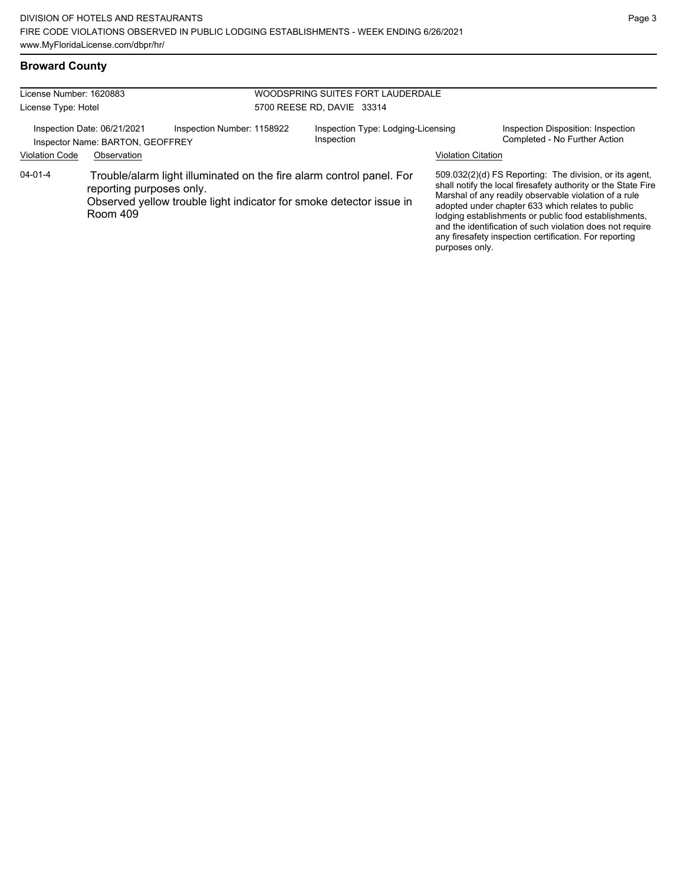## Broward County

| | |
|---|---|
| License Number: 1620883 | WOODSPRING SUITES FORT LAUDERDALE |
| License Type: Hotel | 5700 REESE RD, DAVIE 33314 |

| Inspection Date: 06/21/2021 | Inspection Number: 1158922 | Inspection Type: Lodging-Licensing Inspection | Inspection Disposition: Inspection Completed - No Further Action |
|---|---|---|---|
| Inspector Name: BARTON, GEOFFREY | | | |

| Violation Code | Observation | Violation Citation |
|---|---|---|
| 04-01-4 | Trouble/alarm light illuminated on the fire alarm control panel. For reporting purposes only. Observed yellow trouble light indicator for smoke detector issue in Room 409 | 509.032(2)(d) FS Reporting: The division, or its agent, shall notify the local firesafety authority or the State Fire Marshal of any readily observable violation of a rule adopted under chapter 633 which relates to public lodging establishments or public food establishments, and the identification of such violation does not require any firesafety inspection certification. For reporting purposes only. |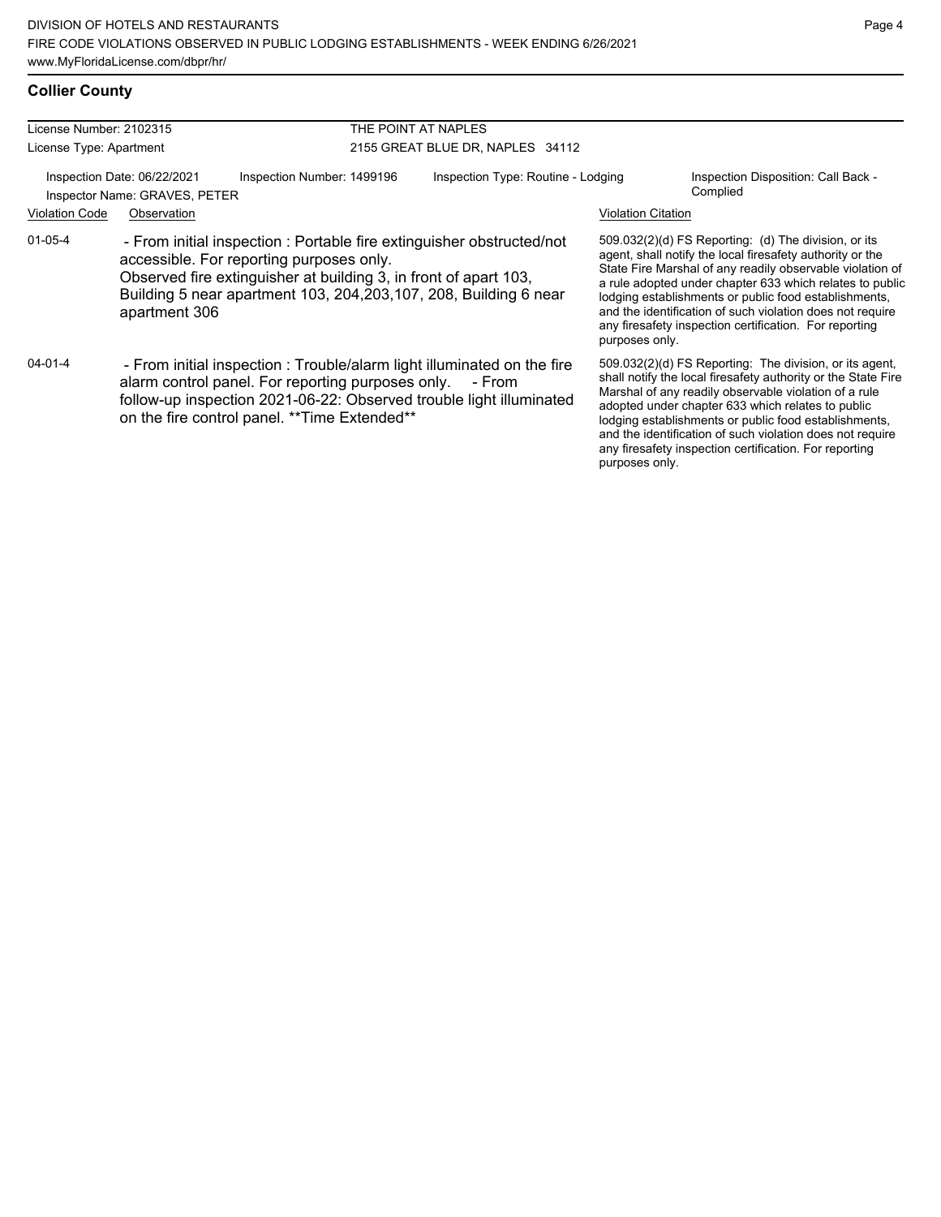## Collier County

License Number: 2102315
License Type: Apartment

THE POINT AT NAPLES
2155 GREAT BLUE DR, NAPLES 34112

Inspection Date: 06/22/2021
Inspector Name: GRAVES, PETER
Inspection Number: 1499196
Inspection Type: Routine - Lodging
Inspection Disposition: Call Back - Complied

| Violation Code | Observation | Violation Citation |
|---|---|---|
| 01-05-4 | - From initial inspection : Portable fire extinguisher obstructed/not accessible. For reporting purposes only. Observed fire extinguisher at building 3, in front of apart 103, Building 5 near apartment 103, 204,203,107, 208, Building 6 near apartment 306 | 509.032(2)(d) FS Reporting: (d) The division, or its agent, shall notify the local firesafety authority or the State Fire Marshal of any readily observable violation of a rule adopted under chapter 633 which relates to public lodging establishments or public food establishments, and the identification of such violation does not require any firesafety inspection certification. For reporting purposes only. |
| 04-01-4 | - From initial inspection : Trouble/alarm light illuminated on the fire alarm control panel. For reporting purposes only. - From follow-up inspection 2021-06-22: Observed trouble light illuminated on the fire control panel. **Time Extended** | 509.032(2)(d) FS Reporting: The division, or its agent, shall notify the local firesafety authority or the State Fire Marshal of any readily observable violation of a rule adopted under chapter 633 which relates to public lodging establishments or public food establishments, and the identification of such violation does not require any firesafety inspection certification. For reporting purposes only. |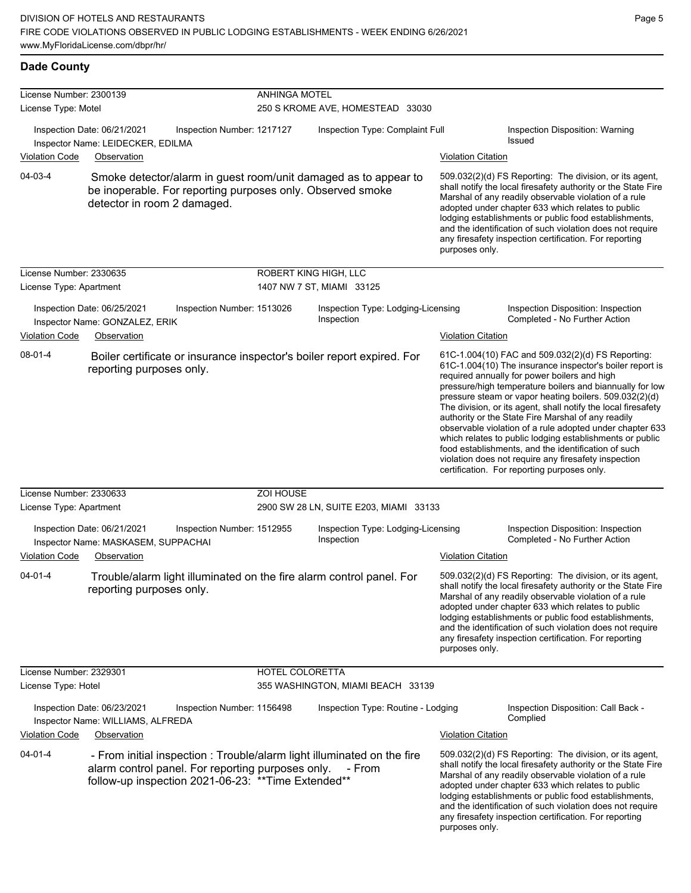## Dade County

**License Number:** 2300139 — **ANHINGA MOTEL**
**License Type:** Motel — 250 S KROME AVE, HOMESTEAD 33030

Inspection Date: 06/21/2021 | Inspection Number: 1217127 | Inspection Type: Complaint Full | Inspection Disposition: Warning Issued
Inspector Name: LEIDECKER, EDILMA

| Violation Code | Observation | Violation Citation |
|---|---|---|
| 04-03-4 | Smoke detector/alarm in guest room/unit damaged as to appear to be inoperable. For reporting purposes only. Observed smoke detector in room 2 damaged. | 509.032(2)(d) FS Reporting: The division, or its agent, shall notify the local firesafety authority or the State Fire Marshal of any readily observable violation of a rule adopted under chapter 633 which relates to public lodging establishments or public food establishments, and the identification of such violation does not require any firesafety inspection certification. For reporting purposes only. |

**License Number:** 2330635 — **ROBERT KING HIGH, LLC**
**License Type:** Apartment — 1407 NW 7 ST, MIAMI 33125

Inspection Date: 06/25/2021 | Inspection Number: 1513026 | Inspection Type: Lodging-Licensing Inspection | Inspection Disposition: Inspection Completed - No Further Action
Inspector Name: GONZALEZ, ERIK

| Violation Code | Observation | Violation Citation |
|---|---|---|
| 08-01-4 | Boiler certificate or insurance inspector's boiler report expired. For reporting purposes only. | 61C-1.004(10) FAC and 509.032(2)(d) FS Reporting: 61C-1.004(10) The insurance inspector's boiler report is required annually for power boilers and high pressure/high temperature boilers and biannually for low pressure steam or vapor heating boilers. 509.032(2)(d) The division, or its agent, shall notify the local firesafety authority or the State Fire Marshal of any readily observable violation of a rule adopted under chapter 633 which relates to public lodging establishments or public food establishments, and the identification of such violation does not require any firesafety inspection certification. For reporting purposes only. |

**License Number:** 2330633 — **ZOI HOUSE**
**License Type:** Apartment — 2900 SW 28 LN, SUITE E203, MIAMI 33133

Inspection Date: 06/21/2021 | Inspection Number: 1512955 | Inspection Type: Lodging-Licensing Inspection | Inspection Disposition: Inspection Completed - No Further Action
Inspector Name: MASKASEM, SUPPACHAI

| Violation Code | Observation | Violation Citation |
|---|---|---|
| 04-01-4 | Trouble/alarm light illuminated on the fire alarm control panel. For reporting purposes only. | 509.032(2)(d) FS Reporting: The division, or its agent, shall notify the local firesafety authority or the State Fire Marshal of any readily observable violation of a rule adopted under chapter 633 which relates to public lodging establishments or public food establishments, and the identification of such violation does not require any firesafety inspection certification. For reporting purposes only. |

**License Number:** 2329301 — **HOTEL COLORETTA**
**License Type:** Hotel — 355 WASHINGTON, MIAMI BEACH 33139

Inspection Date: 06/23/2021 | Inspection Number: 1156498 | Inspection Type: Routine - Lodging | Inspection Disposition: Call Back - Complied
Inspector Name: WILLIAMS, ALFREDA

| Violation Code | Observation | Violation Citation |
|---|---|---|
| 04-01-4 | - From initial inspection : Trouble/alarm light illuminated on the fire alarm control panel. For reporting purposes only. - From follow-up inspection 2021-06-23: **Time Extended** | 509.032(2)(d) FS Reporting: The division, or its agent, shall notify the local firesafety authority or the State Fire Marshal of any readily observable violation of a rule adopted under chapter 633 which relates to public lodging establishments or public food establishments, and the identification of such violation does not require any firesafety inspection certification. For reporting purposes only. |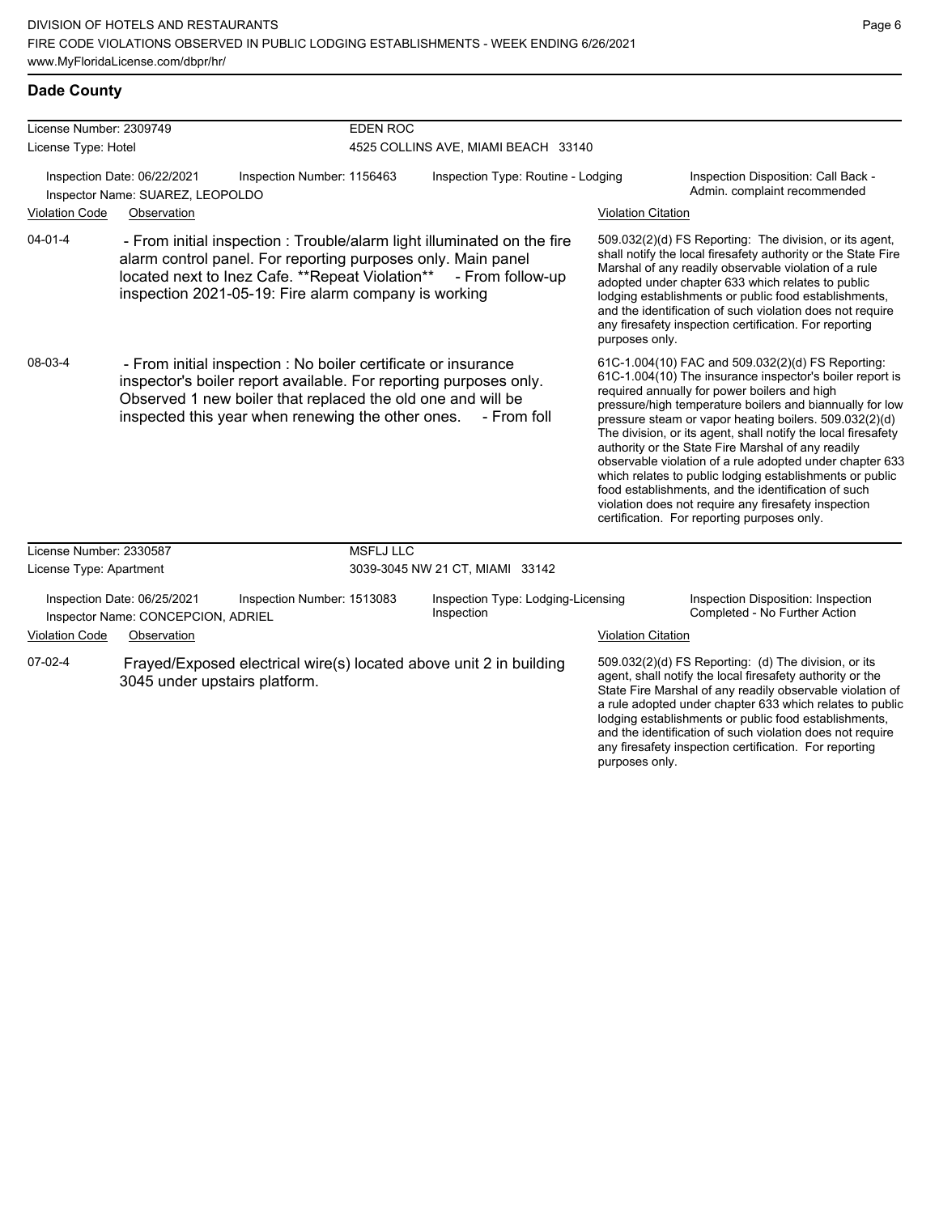## Dade County

**License Number:** 2309749 — **EDEN ROC**
**License Type:** Hotel — 4525 COLLINS AVE, MIAMI BEACH 33140

Inspection Date: 06/22/2021 | Inspection Number: 1156463 | Inspection Type: Routine - Lodging | Inspection Disposition: Call Back - Admin. complaint recommended
Inspector Name: SUAREZ, LEOPOLDO

| Violation Code | Observation | Violation Citation |
|---|---|---|
| 04-01-4 | - From initial inspection : Trouble/alarm light illuminated on the fire alarm control panel. For reporting purposes only. Main panel located next to Inez Cafe. **Repeat Violation** - From follow-up inspection 2021-05-19: Fire alarm company is working | 509.032(2)(d) FS Reporting: The division, or its agent, shall notify the local firesafety authority or the State Fire Marshal of any readily observable violation of a rule adopted under chapter 633 which relates to public lodging establishments or public food establishments, and the identification of such violation does not require any firesafety inspection certification. For reporting purposes only. |
| 08-03-4 | - From initial inspection : No boiler certificate or insurance inspector's boiler report available. For reporting purposes only. Observed 1 new boiler that replaced the old one and will be inspected this year when renewing the other ones. - From foll | 61C-1.004(10) FAC and 509.032(2)(d) FS Reporting: 61C-1.004(10) The insurance inspector's boiler report is required annually for power boilers and high pressure/high temperature boilers and biannually for low pressure steam or vapor heating boilers. 509.032(2)(d) The division, or its agent, shall notify the local firesafety authority or the State Fire Marshal of any readily observable violation of a rule adopted under chapter 633 which relates to public lodging establishments or public food establishments, and the identification of such violation does not require any firesafety inspection certification. For reporting purposes only. |

**License Number:** 2330587 — **MSFLJ LLC**
**License Type:** Apartment — 3039-3045 NW 21 CT, MIAMI 33142

Inspection Date: 06/25/2021 | Inspection Number: 1513083 | Inspection Type: Lodging-Licensing Inspection | Inspection Disposition: Inspection Completed - No Further Action
Inspector Name: CONCEPCION, ADRIEL

| Violation Code | Observation | Violation Citation |
|---|---|---|
| 07-02-4 | Frayed/Exposed electrical wire(s) located above unit 2 in building 3045 under upstairs platform. | 509.032(2)(d) FS Reporting: (d) The division, or its agent, shall notify the local firesafety authority or the State Fire Marshal of any readily observable violation of a rule adopted under chapter 633 which relates to public lodging establishments or public food establishments, and the identification of such violation does not require any firesafety inspection certification. For reporting purposes only. |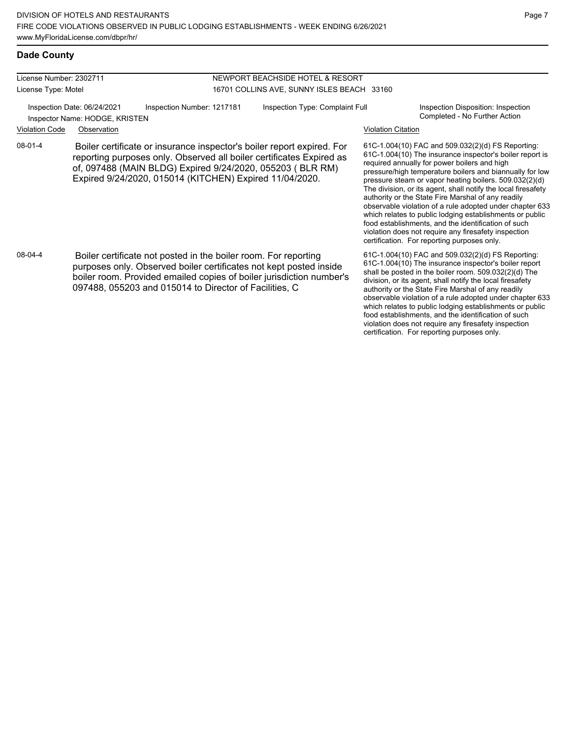## Dade County

License Number: 2302711
License Type: Motel

NEWPORT BEACHSIDE HOTEL & RESORT
16701 COLLINS AVE, SUNNY ISLES BEACH 33160

Inspection Date: 06/24/2021
Inspection Number: 1217181
Inspection Type: Complaint Full
Inspection Disposition: Inspection Completed - No Further Action
Inspector Name: HODGE, KRISTEN

| Violation Code | Observation | Violation Citation |
| --- | --- | --- |
| 08-01-4 | Boiler certificate or insurance inspector's boiler report expired. For reporting purposes only. Observed all boiler certificates Expired as of, 097488 (MAIN BLDG) Expired 9/24/2020, 055203 ( BLR RM) Expired 9/24/2020, 015014 (KITCHEN) Expired 11/04/2020. | 61C-1.004(10) FAC and 509.032(2)(d) FS Reporting: 61C-1.004(10) The insurance inspector's boiler report is required annually for power boilers and high pressure/high temperature boilers and biannually for low pressure steam or vapor heating boilers. 509.032(2)(d) The division, or its agent, shall notify the local firesafety authority or the State Fire Marshal of any readily observable violation of a rule adopted under chapter 633 which relates to public lodging establishments or public food establishments, and the identification of such violation does not require any firesafety inspection certification. For reporting purposes only. |
| 08-04-4 | Boiler certificate not posted in the boiler room. For reporting purposes only. Observed boiler certificates not kept posted inside boiler room. Provided emailed copies of boiler jurisdiction number's 097488, 055203 and 015014 to Director of Facilities, C | 61C-1.004(10) FAC and 509.032(2)(d) FS Reporting: 61C-1.004(10) The insurance inspector's boiler report shall be posted in the boiler room. 509.032(2)(d) The division, or its agent, shall notify the local firesafety authority or the State Fire Marshal of any readily observable violation of a rule adopted under chapter 633 which relates to public lodging establishments or public food establishments, and the identification of such violation does not require any firesafety inspection certification. For reporting purposes only. |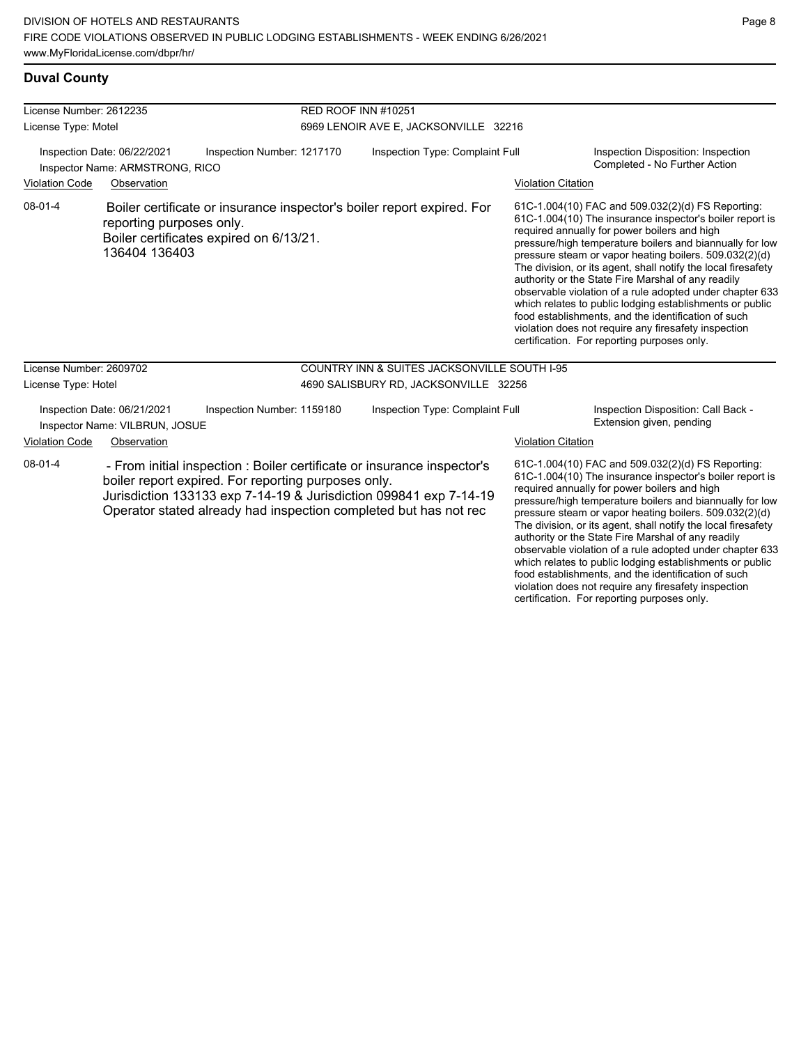## Duval County

**License Number:** 2612235
**License Type:** Motel

**RED ROOF INN #10251**
6969 LENOIR AVE E, JACKSONVILLE 32216

**Inspection Date:** 06/22/2021
**Inspector Name:** ARMSTRONG, RICO
**Inspection Number:** 1217170
**Inspection Type:** Complaint Full
**Inspection Disposition:** Inspection Completed - No Further Action

| Violation Code | Observation | Violation Citation |
|---|---|---|
| 08-01-4 | Boiler certificate or insurance inspector's boiler report expired. For reporting purposes only. Boiler certificates expired on 6/13/21. 136404 136403 | 61C-1.004(10) FAC and 509.032(2)(d) FS Reporting: 61C-1.004(10) The insurance inspector's boiler report is required annually for power boilers and high pressure/high temperature boilers and biannually for low pressure steam or vapor heating boilers. 509.032(2)(d) The division, or its agent, shall notify the local firesafety authority or the State Fire Marshal of any readily observable violation of a rule adopted under chapter 633 which relates to public lodging establishments or public food establishments, and the identification of such violation does not require any firesafety inspection certification. For reporting purposes only. |

**License Number:** 2609702
**License Type:** Hotel

**COUNTRY INN & SUITES JACKSONVILLE SOUTH I-95**
4690 SALISBURY RD, JACKSONVILLE 32256

**Inspection Date:** 06/21/2021
**Inspector Name:** VILBRUN, JOSUE
**Inspection Number:** 1159180
**Inspection Type:** Complaint Full
**Inspection Disposition:** Call Back - Extension given, pending

| Violation Code | Observation | Violation Citation |
|---|---|---|
| 08-01-4 | - From initial inspection : Boiler certificate or insurance inspector's boiler report expired. For reporting purposes only. Jurisdiction 133133 exp 7-14-19 & Jurisdiction 099841 exp 7-14-19 Operator stated already had inspection completed but has not rec | 61C-1.004(10) FAC and 509.032(2)(d) FS Reporting: 61C-1.004(10) The insurance inspector's boiler report is required annually for power boilers and high pressure/high temperature boilers and biannually for low pressure steam or vapor heating boilers. 509.032(2)(d) The division, or its agent, shall notify the local firesafety authority or the State Fire Marshal of any readily observable violation of a rule adopted under chapter 633 which relates to public lodging establishments or public food establishments, and the identification of such violation does not require any firesafety inspection certification. For reporting purposes only. |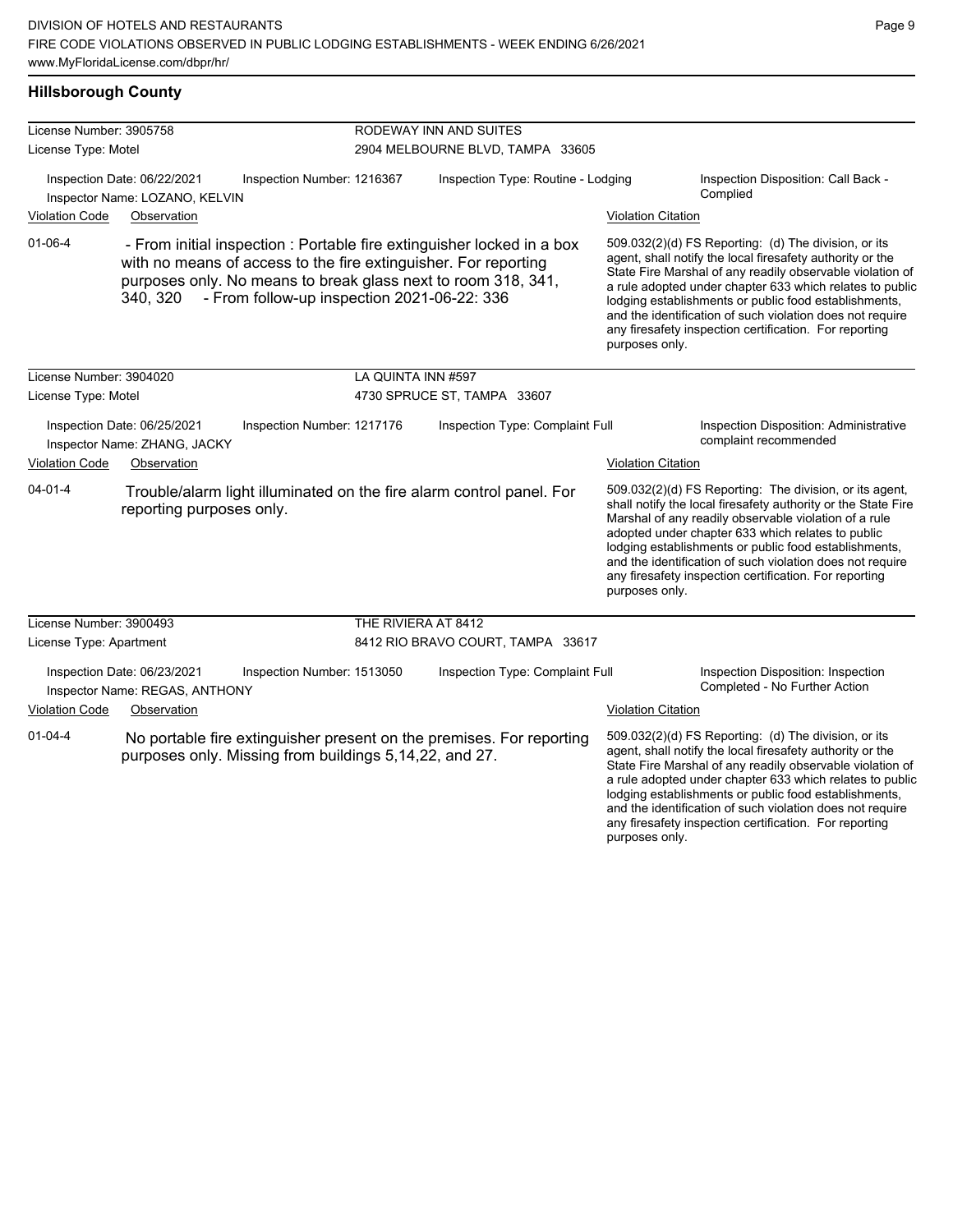## Hillsborough County

**License Number:** 3905758 — **RODEWAY INN AND SUITES**
**License Type:** Motel — 2904 MELBOURNE BLVD, TAMPA 33605

Inspection Date: 06/22/2021 | Inspection Number: 1216367 | Inspection Type: Routine - Lodging | Inspection Disposition: Call Back - Complied
Inspector Name: LOZANO, KELVIN

| Violation Code | Observation | Violation Citation |
|---|---|---|
| 01-06-4 | - From initial inspection : Portable fire extinguisher locked in a box with no means of access to the fire extinguisher. For reporting purposes only. No means to break glass next to room 318, 341, 340, 320 - From follow-up inspection 2021-06-22: 336 | 509.032(2)(d) FS Reporting: (d) The division, or its agent, shall notify the local firesafety authority or the State Fire Marshal of any readily observable violation of a rule adopted under chapter 633 which relates to public lodging establishments or public food establishments, and the identification of such violation does not require any firesafety inspection certification. For reporting purposes only. |

**License Number:** 3904020 — **LA QUINTA INN #597**
**License Type:** Motel — 4730 SPRUCE ST, TAMPA 33607

Inspection Date: 06/25/2021 | Inspection Number: 1217176 | Inspection Type: Complaint Full | Inspection Disposition: Administrative complaint recommended
Inspector Name: ZHANG, JACKY

| Violation Code | Observation | Violation Citation |
|---|---|---|
| 04-01-4 | Trouble/alarm light illuminated on the fire alarm control panel. For reporting purposes only. | 509.032(2)(d) FS Reporting: The division, or its agent, shall notify the local firesafety authority or the State Fire Marshal of any readily observable violation of a rule adopted under chapter 633 which relates to public lodging establishments or public food establishments, and the identification of such violation does not require any firesafety inspection certification. For reporting purposes only. |

**License Number:** 3900493 — **THE RIVIERA AT 8412**
**License Type:** Apartment — 8412 RIO BRAVO COURT, TAMPA 33617

Inspection Date: 06/23/2021 | Inspection Number: 1513050 | Inspection Type: Complaint Full | Inspection Disposition: Inspection Completed - No Further Action
Inspector Name: REGAS, ANTHONY

| Violation Code | Observation | Violation Citation |
|---|---|---|
| 01-04-4 | No portable fire extinguisher present on the premises. For reporting purposes only. Missing from buildings 5,14,22, and 27. | 509.032(2)(d) FS Reporting: (d) The division, or its agent, shall notify the local firesafety authority or the State Fire Marshal of any readily observable violation of a rule adopted under chapter 633 which relates to public lodging establishments or public food establishments, and the identification of such violation does not require any firesafety inspection certification. For reporting purposes only. |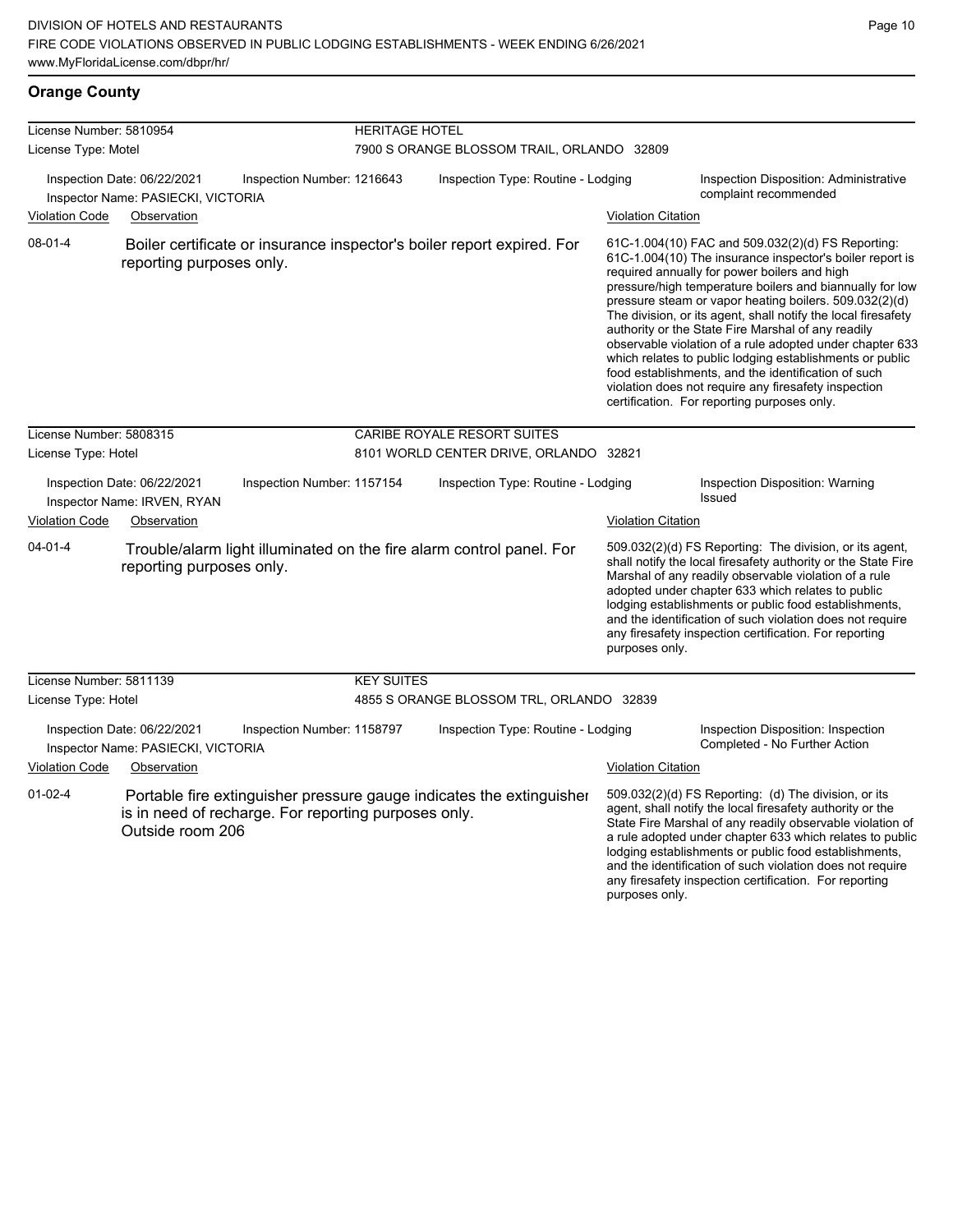## Orange County

**License Number:** 5810954 — **HERITAGE HOTEL**
**License Type:** Motel — 7900 S ORANGE BLOSSOM TRAIL, ORLANDO 32809

Inspection Date: 06/22/2021 | Inspection Number: 1216643 | Inspection Type: Routine - Lodging | Inspection Disposition: Administrative complaint recommended
Inspector Name: PASIECKI, VICTORIA

| Violation Code | Observation | Violation Citation |
|---|---|---|
| 08-01-4 | Boiler certificate or insurance inspector's boiler report expired. For reporting purposes only. | 61C-1.004(10) FAC and 509.032(2)(d) FS Reporting: 61C-1.004(10) The insurance inspector's boiler report is required annually for power boilers and high pressure/high temperature boilers and biannually for low pressure steam or vapor heating boilers. 509.032(2)(d) The division, or its agent, shall notify the local firesafety authority or the State Fire Marshal of any readily observable violation of a rule adopted under chapter 633 which relates to public lodging establishments or public food establishments, and the identification of such violation does not require any firesafety inspection certification. For reporting purposes only. |

**License Number:** 5808315 — **CARIBE ROYALE RESORT SUITES**
**License Type:** Hotel — 8101 WORLD CENTER DRIVE, ORLANDO 32821

Inspection Date: 06/22/2021 | Inspection Number: 1157154 | Inspection Type: Routine - Lodging | Inspection Disposition: Warning Issued
Inspector Name: IRVEN, RYAN

| Violation Code | Observation | Violation Citation |
|---|---|---|
| 04-01-4 | Trouble/alarm light illuminated on the fire alarm control panel. For reporting purposes only. | 509.032(2)(d) FS Reporting: The division, or its agent, shall notify the local firesafety authority or the State Fire Marshal of any readily observable violation of a rule adopted under chapter 633 which relates to public lodging establishments or public food establishments, and the identification of such violation does not require any firesafety inspection certification. For reporting purposes only. |

**License Number:** 5811139 — **KEY SUITES**
**License Type:** Hotel — 4855 S ORANGE BLOSSOM TRL, ORLANDO 32839

Inspection Date: 06/22/2021 | Inspection Number: 1158797 | Inspection Type: Routine - Lodging | Inspection Disposition: Inspection Completed - No Further Action
Inspector Name: PASIECKI, VICTORIA

| Violation Code | Observation | Violation Citation |
|---|---|---|
| 01-02-4 | Portable fire extinguisher pressure gauge indicates the extinguisher is in need of recharge. For reporting purposes only. Outside room 206 | 509.032(2)(d) FS Reporting: (d) The division, or its agent, shall notify the local firesafety authority or the State Fire Marshal of any readily observable violation of a rule adopted under chapter 633 which relates to public lodging establishments or public food establishments, and the identification of such violation does not require any firesafety inspection certification. For reporting purposes only. |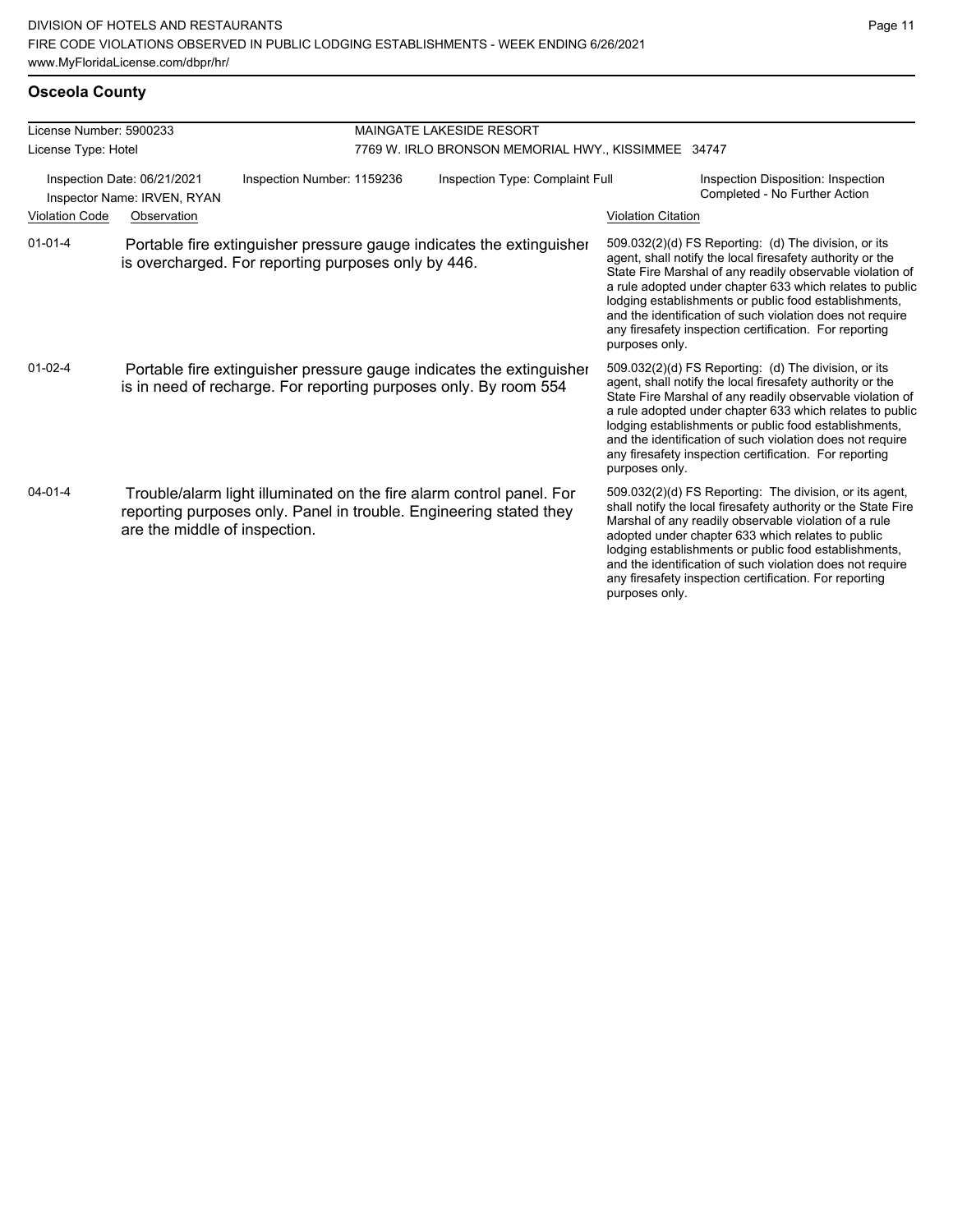## Osceola County

**License Number:** 5900233
**License Type:** Hotel

**MAINGATE LAKESIDE RESORT**
7769 W. IRLO BRONSON MEMORIAL HWY., KISSIMMEE 34747

Inspection Date: 06/21/2021
Inspector Name: IRVEN, RYAN
Inspection Number: 1159236
Inspection Type: Complaint Full
Inspection Disposition: Inspection Completed - No Further Action

| Violation Code | Observation | Violation Citation |
|---|---|---|
| 01-01-4 | Portable fire extinguisher pressure gauge indicates the extinguisher is overcharged. For reporting purposes only by 446. | 509.032(2)(d) FS Reporting: (d) The division, or its agent, shall notify the local firesafety authority or the State Fire Marshal of any readily observable violation of a rule adopted under chapter 633 which relates to public lodging establishments or public food establishments, and the identification of such violation does not require any firesafety inspection certification. For reporting purposes only. |
| 01-02-4 | Portable fire extinguisher pressure gauge indicates the extinguisher is in need of recharge. For reporting purposes only. By room 554 | 509.032(2)(d) FS Reporting: (d) The division, or its agent, shall notify the local firesafety authority or the State Fire Marshal of any readily observable violation of a rule adopted under chapter 633 which relates to public lodging establishments or public food establishments, and the identification of such violation does not require any firesafety inspection certification. For reporting purposes only. |
| 04-01-4 | Trouble/alarm light illuminated on the fire alarm control panel. For reporting purposes only. Panel in trouble. Engineering stated they are the middle of inspection. | 509.032(2)(d) FS Reporting: The division, or its agent, shall notify the local firesafety authority or the State Fire Marshal of any readily observable violation of a rule adopted under chapter 633 which relates to public lodging establishments or public food establishments, and the identification of such violation does not require any firesafety inspection certification. For reporting purposes only. |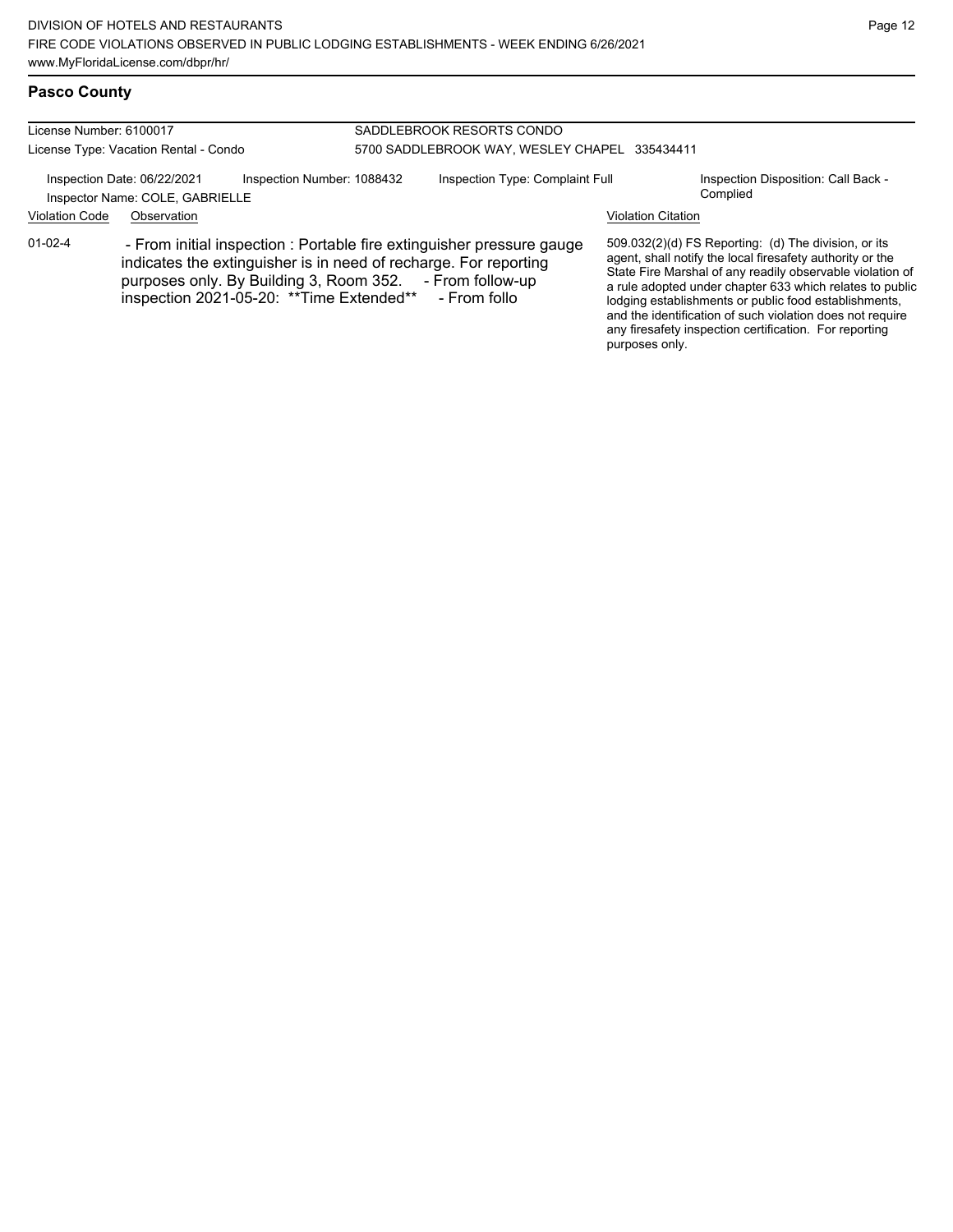## Pasco County

License Number: 6100017
License Type: Vacation Rental - Condo

SADDLEBROOK RESORTS CONDO
5700 SADDLEBROOK WAY, WESLEY CHAPEL 335434411

Inspection Date: 06/22/2021
Inspector Name: COLE, GABRIELLE
Inspection Number: 1088432
Inspection Type: Complaint Full
Inspection Disposition: Call Back - Complied

| Violation Code | Observation | Violation Citation |
|---|---|---|
| 01-02-4 | - From initial inspection : Portable fire extinguisher pressure gauge indicates the extinguisher is in need of recharge. For reporting purposes only. By Building 3, Room 352. - From follow-up inspection 2021-05-20: **Time Extended** - From follo | 509.032(2)(d) FS Reporting: (d) The division, or its agent, shall notify the local firesafety authority or the State Fire Marshal of any readily observable violation of a rule adopted under chapter 633 which relates to public lodging establishments or public food establishments, and the identification of such violation does not require any firesafety inspection certification. For reporting purposes only. |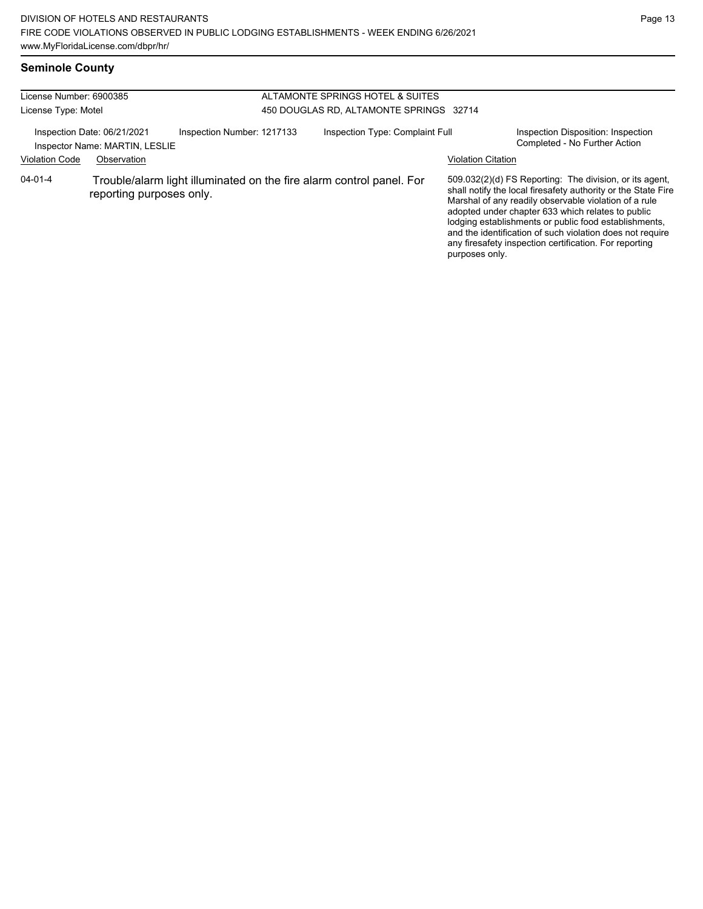## Seminole County

License Number: 6900385

License Type: Motel

ALTAMONTE SPRINGS HOTEL & SUITES
450 DOUGLAS RD, ALTAMONTE SPRINGS 32714

Inspection Date: 06/21/2021 | Inspection Number: 1217133 | Inspection Type: Complaint Full | Inspection Disposition: Inspection Completed - No Further Action

Inspector Name: MARTIN, LESLIE

| Violation Code | Observation | Violation Citation |
| --- | --- | --- |
| 04-01-4 | Trouble/alarm light illuminated on the fire alarm control panel. For reporting purposes only. | 509.032(2)(d) FS Reporting: The division, or its agent, shall notify the local firesafety authority or the State Fire Marshal of any readily observable violation of a rule adopted under chapter 633 which relates to public lodging establishments or public food establishments, and the identification of such violation does not require any firesafety inspection certification. For reporting purposes only. |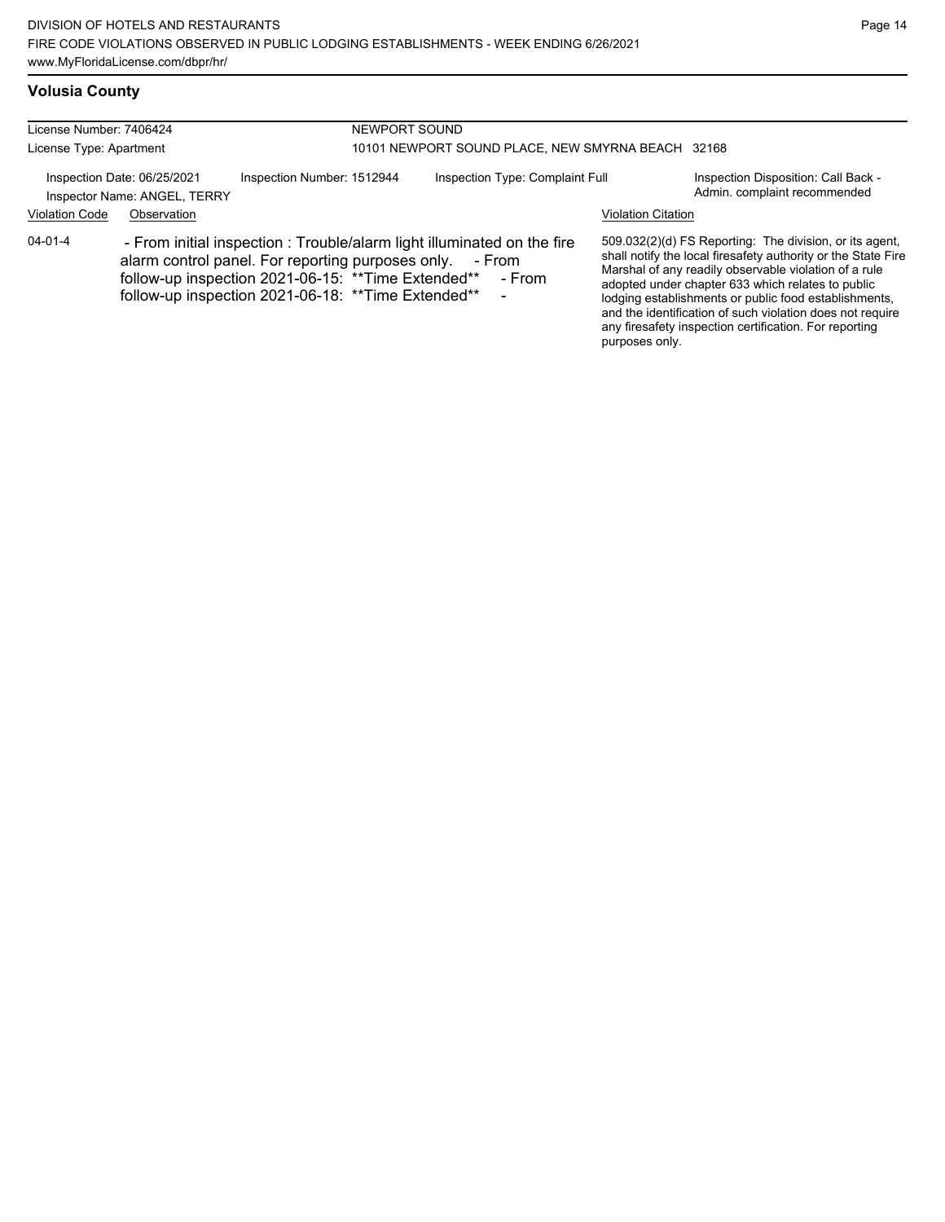## Volusia County

License Number: 7406424

License Type: Apartment

NEWPORT SOUND

10101 NEWPORT SOUND PLACE, NEW SMYRNA BEACH 32168

Inspection Date: 06/25/2021

Inspector Name: ANGEL, TERRY

Inspection Number: 1512944

Inspection Type: Complaint Full

Inspection Disposition: Call Back - Admin. complaint recommended

| Violation Code | Observation | Violation Citation |
| --- | --- | --- |
| 04-01-4 | - From initial inspection : Trouble/alarm light illuminated on the fire alarm control panel. For reporting purposes only. - From follow-up inspection 2021-06-15: **Time Extended** - From follow-up inspection 2021-06-18: **Time Extended** - | 509.032(2)(d) FS Reporting: The division, or its agent, shall notify the local firesafety authority or the State Fire Marshal of any readily observable violation of a rule adopted under chapter 633 which relates to public lodging establishments or public food establishments, and the identification of such violation does not require any firesafety inspection certification. For reporting purposes only. |